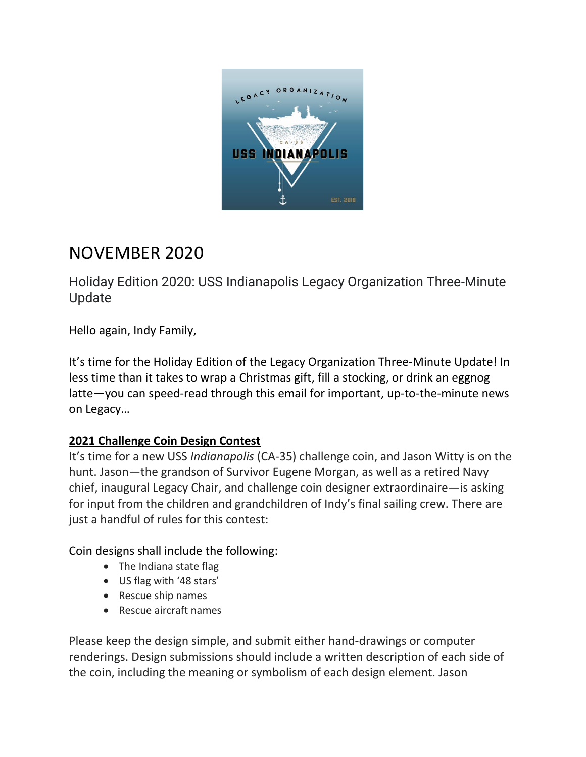# NOVEMBER 2020

## Holiday Edition 2020: USS Indianapolis Legacy Organization Three-Minute Update

Hello again, Indy Family,

It's time for the Holiday Edition of the Legacy Organization Three-Minute Update! In less time than it takes to wrap a Christmas gift, fill a stocking, or drink an eggnog latte—you can speed-read through this email for important, up-to-the-minute news on Legacy…

**2021 Challenge Coin Design Contest**

It's time for a new USS *Indianapolis* (CA-35) challenge coin, and Jason Witty is on the hunt. Jason—the grandson of Survivor Eugene Morgan, as well as a retired Navy chief, inaugural Legacy Chair, and challenge coin designer extraordinaire—is asking for input from the children and grandchildren of Indy's final sailing crew. There are just a handful of rules for this contest:

Coin designs shall include the following:

- The Indiana state flag
- US flag with '48 stars'
- Rescue ship names
- Rescue aircraft names

Please keep the design simple, and submit either hand-drawings or computer renderings. Design submissions should include a written description of each side of the coin, including the meaning or symbolism of each design element. Jason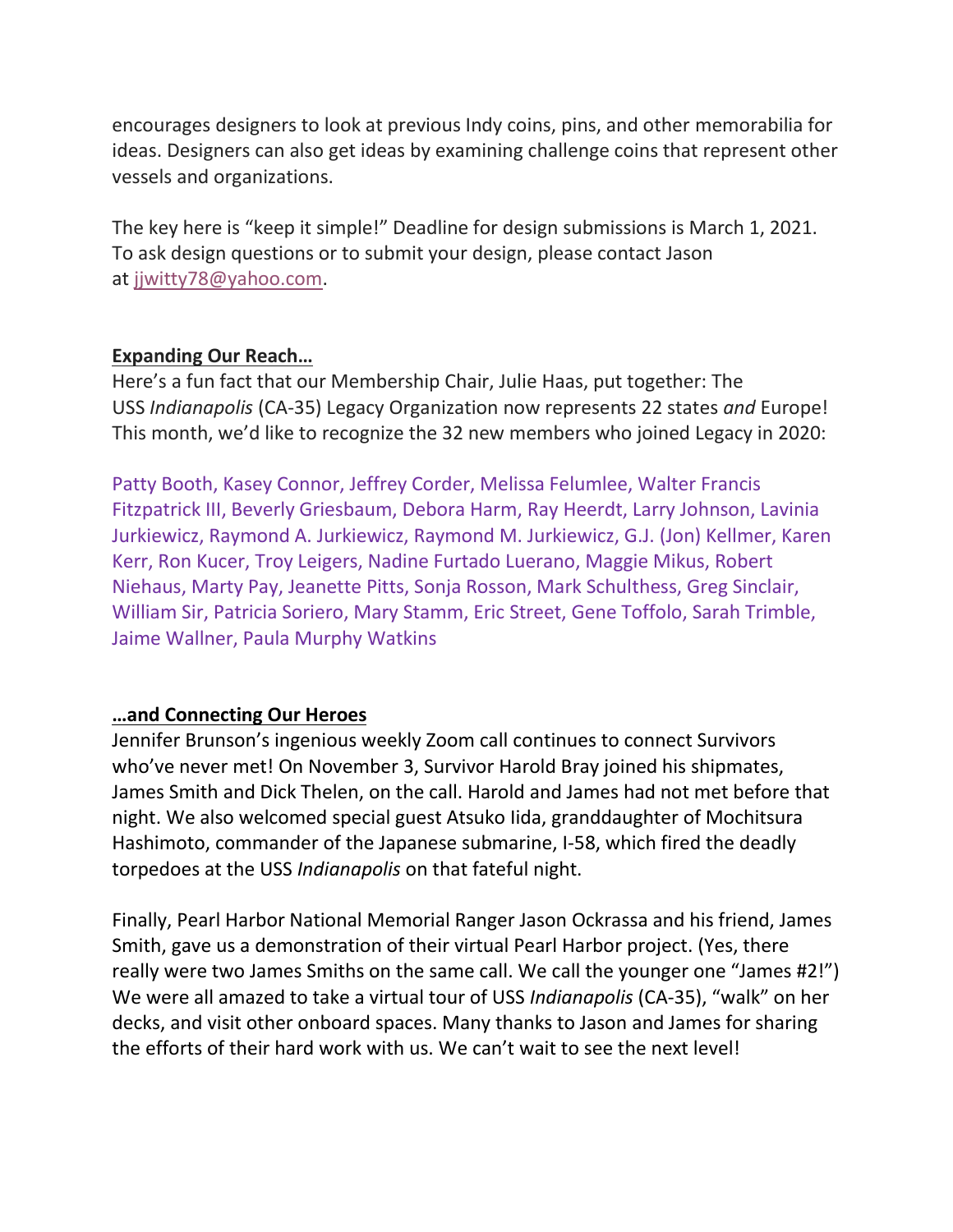encourages designers to look at previous Indy coins, pins, and other memorabilia for ideas. Designers can also get ideas by examining challenge coins that represent other vessels and organizations.

The key here is "keep it simple!" Deadline for design submissions is March 1, 2021. To ask design questions or to submit your design, please contact Jason at jjwitty78@yahoo.com.

**Expanding Our Reach…**

Here's a fun fact that our Membership Chair, Julie Haas, put together: The USS *Indianapolis* (CA-35) Legacy Organization now represents 22 states *and* Europe! This month, we'd like to recognize the 32 new members who joined Legacy in 2020:

Patty Booth, Kasey Connor, Jeffrey Corder, Melissa Felumlee, Walter Francis Fitzpatrick III, Beverly Griesbaum, Debora Harm, Ray Heerdt, Larry Johnson, Lavinia Jurkiewicz, Raymond A. Jurkiewicz, Raymond M. Jurkiewicz, G.J. (Jon) Kellmer, Karen Kerr, Ron Kucer, Troy Leigers, Nadine Furtado Luerano, Maggie Mikus, Robert Niehaus, Marty Pay, Jeanette Pitts, Sonja Rosson, Mark Schulthess, Greg Sinclair, William Sir, Patricia Soriero, Mary Stamm, Eric Street, Gene Toffolo, Sarah Trimble, Jaime Wallner, Paula Murphy Watkins

**…and Connecting Our Heroes**

Jennifer Brunson's ingenious weekly Zoom call continues to connect Survivors who've never met! On November 3, Survivor Harold Bray joined his shipmates, James Smith and Dick Thelen, on the call. Harold and James had not met before that night. We also welcomed special guest Atsuko Iida, granddaughter of Mochitsura Hashimoto, commander of the Japanese submarine, I-58, which fired the deadly torpedoes at the USS *Indianapolis* on that fateful night.

Finally, Pearl Harbor National Memorial Ranger Jason Ockrassa and his friend, James Smith, gave us a demonstration of their virtual Pearl Harbor project. (Yes, there really were two James Smiths on the same call. We call the younger one "James #2!") We were all amazed to take a virtual tour of USS *Indianapolis* (CA-35), "walk" on her decks, and visit other onboard spaces. Many thanks to Jason and James for sharing the efforts of their hard work with us. We can't wait to see the next level!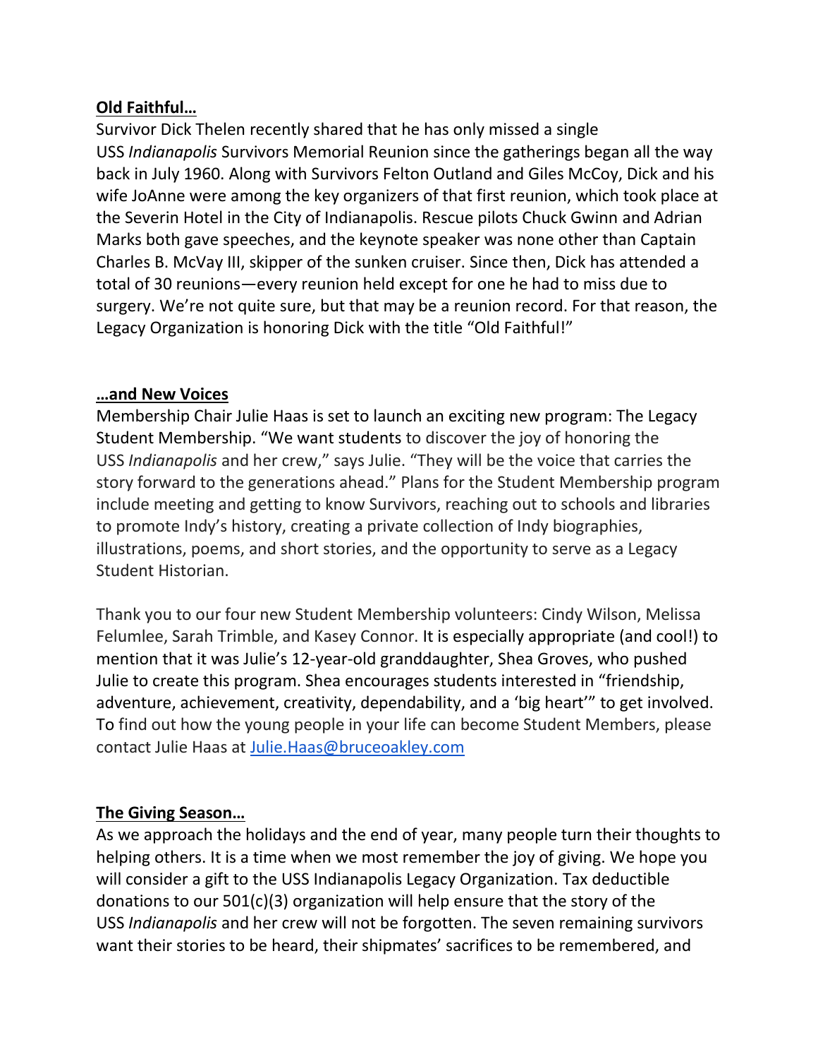**Old Faithful…**

Survivor Dick Thelen recently shared that he has only missed a single USS *Indianapolis* Survivors Memorial Reunion since the gatherings began all the way back in July 1960. Along with Survivors Felton Outland and Giles McCoy, Dick and his wife JoAnne were among the key organizers of that first reunion, which took place at the Severin Hotel in the City of Indianapolis. Rescue pilots Chuck Gwinn and Adrian Marks both gave speeches, and the keynote speaker was none other than Captain Charles B. McVay III, skipper of the sunken cruiser. Since then, Dick has attended a total of 30 reunions—every reunion held except for one he had to miss due to surgery. We're not quite sure, but that may be a reunion record. For that reason, the Legacy Organization is honoring Dick with the title "Old Faithful!"

**…and New Voices**

Membership Chair Julie Haas is set to launch an exciting new program: The Legacy Student Membership. "We want students to discover the joy of honoring the USS *Indianapolis* and her crew," says Julie. "They will be the voice that carries the story forward to the generations ahead." Plans for the Student Membership program include meeting and getting to know Survivors, reaching out to schools and libraries to promote Indy's history, creating a private collection of Indy biographies, illustrations, poems, and short stories, and the opportunity to serve as a Legacy Student Historian.

Thank you to our four new Student Membership volunteers: Cindy Wilson, Melissa Felumlee, Sarah Trimble, and Kasey Connor. It is especially appropriate (and cool!) to mention that it was Julie's 12-year-old granddaughter, Shea Groves, who pushed Julie to create this program. Shea encourages students interested in "friendship, adventure, achievement, creativity, dependability, and a 'big heart'" to get involved. To find out how the young people in your life can become Student Members, please contact Julie Haas at Julie.Haas@bruceoakley.com

**The Giving Season…**

As we approach the holidays and the end of year, many people turn their thoughts to helping others. It is a time when we most remember the joy of giving. We hope you will consider a gift to the USS Indianapolis Legacy Organization. Tax deductible donations to our 501(c)(3) organization will help ensure that the story of the USS *Indianapolis* and her crew will not be forgotten. The seven remaining survivors want their stories to be heard, their shipmates' sacrifices to be remembered, and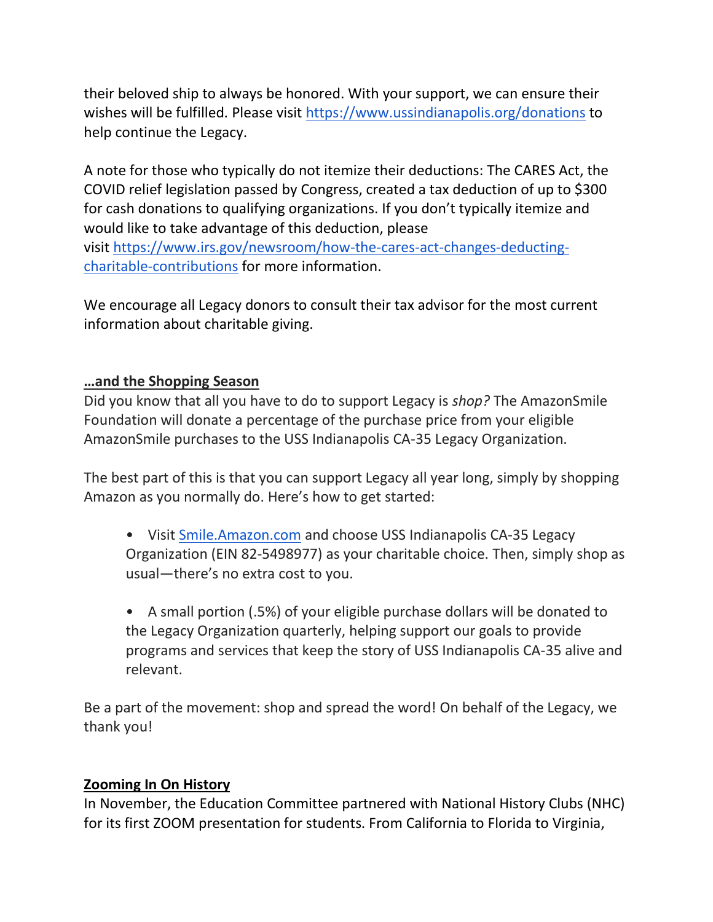their beloved ship to always be honored. With your support, we can ensure their wishes will be fulfilled. Please visit https://www.ussindianapolis.org/donations to help continue the Legacy.

A note for those who typically do not itemize their deductions: The CARES Act, the COVID relief legislation passed by Congress, created a tax deduction of up to $300 for cash donations to qualifying organizations. If you don't typically itemize and would like to take advantage of this deduction, please visit https://www.irs.gov/newsroom/how-the-cares-act-changes-deducting-charitable-contributions for more information.

We encourage all Legacy donors to consult their tax advisor for the most current information about charitable giving.

**…and the Shopping Season**

Did you know that all you have to do to support Legacy is *shop?* The AmazonSmile Foundation will donate a percentage of the purchase price from your eligible AmazonSmile purchases to the USS Indianapolis CA-35 Legacy Organization.

The best part of this is that you can support Legacy all year long, simply by shopping Amazon as you normally do. Here's how to get started:

- Visit Smile.Amazon.com and choose USS Indianapolis CA-35 Legacy Organization (EIN 82-5498977) as your charitable choice. Then, simply shop as usual—there's no extra cost to you.
- A small portion (.5%) of your eligible purchase dollars will be donated to the Legacy Organization quarterly, helping support our goals to provide programs and services that keep the story of USS Indianapolis CA-35 alive and relevant.

Be a part of the movement: shop and spread the word! On behalf of the Legacy, we thank you!

**Zooming In On History**

In November, the Education Committee partnered with National History Clubs (NHC) for its first ZOOM presentation for students. From California to Florida to Virginia,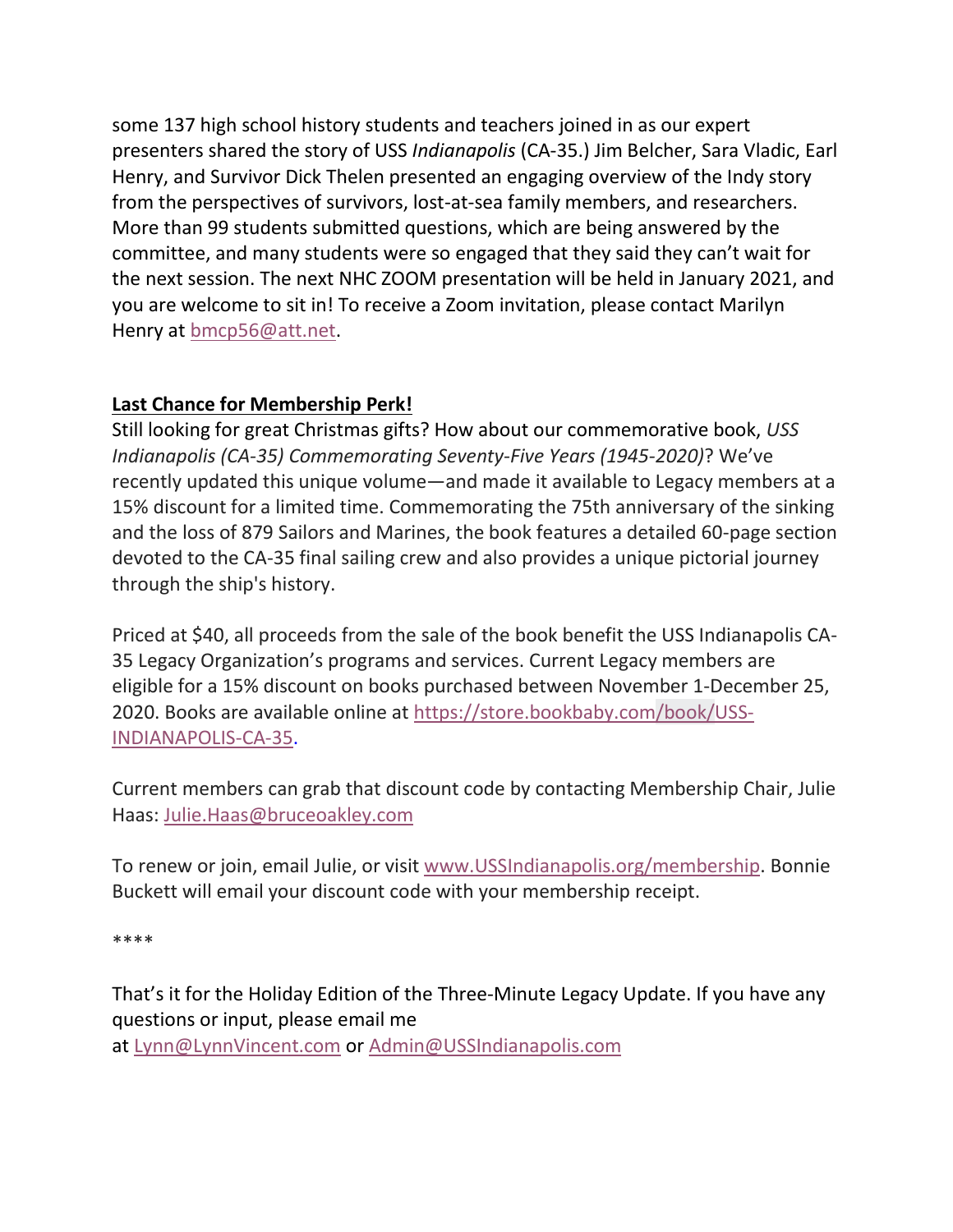some 137 high school history students and teachers joined in as our expert presenters shared the story of USS *Indianapolis* (CA-35.) Jim Belcher, Sara Vladic, Earl Henry, and Survivor Dick Thelen presented an engaging overview of the Indy story from the perspectives of survivors, lost-at-sea family members, and researchers. More than 99 students submitted questions, which are being answered by the committee, and many students were so engaged that they said they can't wait for the next session. The next NHC ZOOM presentation will be held in January 2021, and you are welcome to sit in! To receive a Zoom invitation, please contact Marilyn Henry at bmcp56@att.net.

**Last Chance for Membership Perk!**

Still looking for great Christmas gifts? How about our commemorative book, *USS Indianapolis (CA-35) Commemorating Seventy-Five Years (1945-2020)*? We've recently updated this unique volume—and made it available to Legacy members at a 15% discount for a limited time. Commemorating the 75th anniversary of the sinking and the loss of 879 Sailors and Marines, the book features a detailed 60-page section devoted to the CA-35 final sailing crew and also provides a unique pictorial journey through the ship's history.

Priced at $40, all proceeds from the sale of the book benefit the USS Indianapolis CA-35 Legacy Organization's programs and services. Current Legacy members are eligible for a 15% discount on books purchased between November 1-December 25, 2020. Books are available online at https://store.bookbaby.com/book/USS-INDIANAPOLIS-CA-35.

Current members can grab that discount code by contacting Membership Chair, Julie Haas: Julie.Haas@bruceoakley.com

To renew or join, email Julie, or visit www.USSIndianapolis.org/membership. Bonnie Buckett will email your discount code with your membership receipt.

****

That's it for the Holiday Edition of the Three-Minute Legacy Update. If you have any questions or input, please email me at Lynn@LynnVincent.com or Admin@USSIndianapolis.com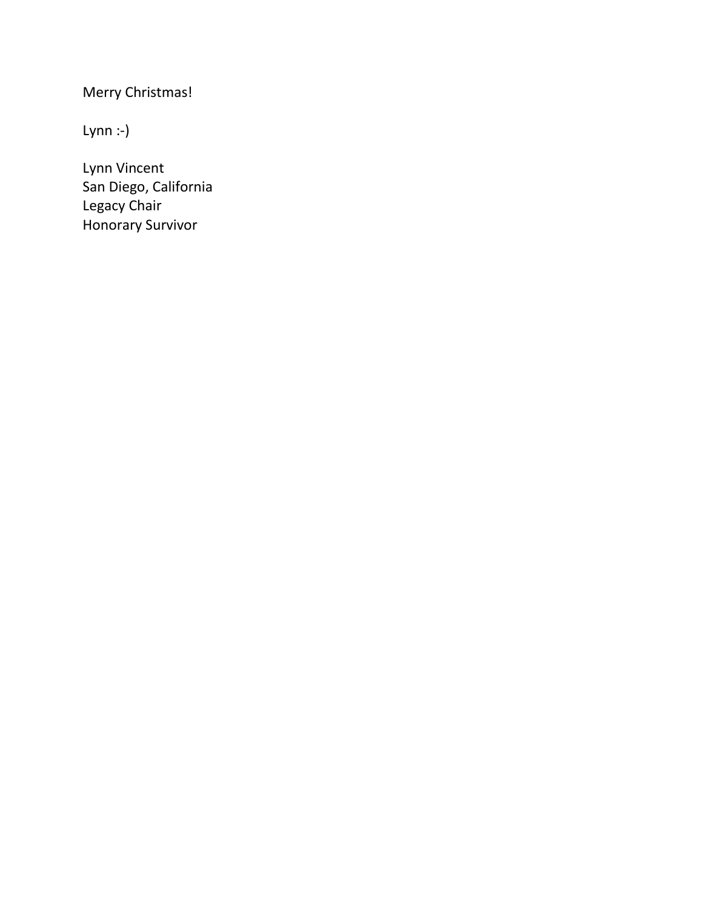Merry Christmas!

Lynn :-)

Lynn Vincent
San Diego, California
Legacy Chair
Honorary Survivor